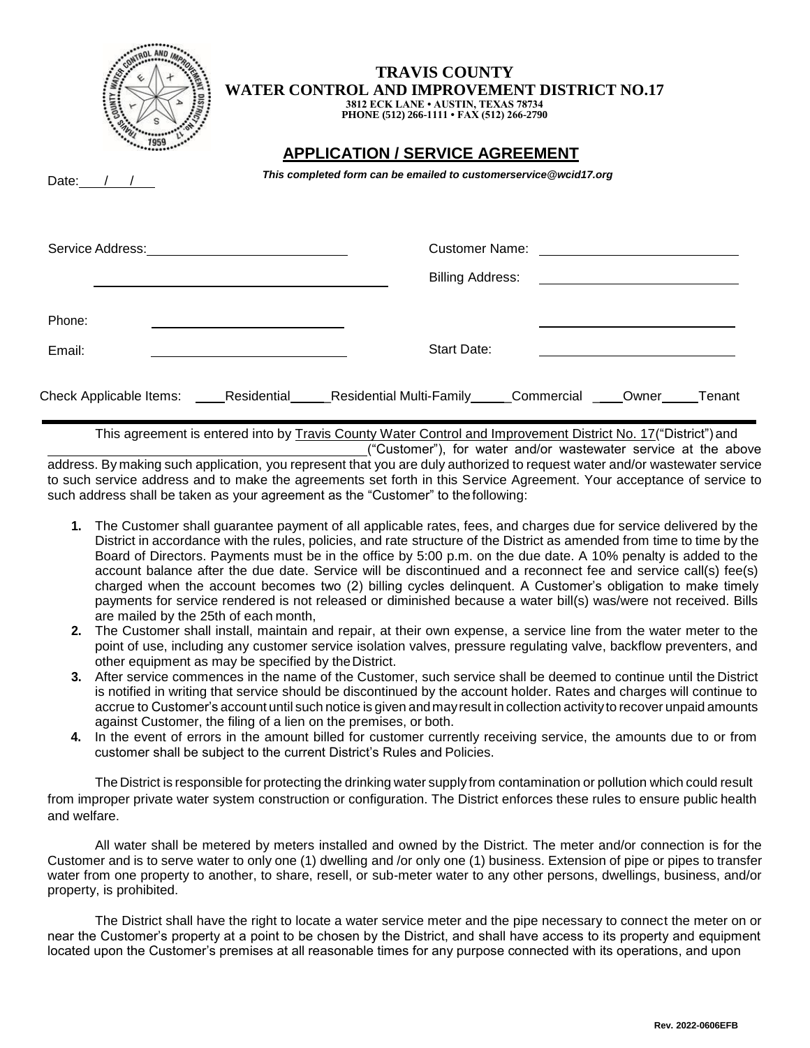# TRAVIS COUNTY
## WATER CONTROL AND IMPROVEMENT DISTRICT NO.17

3812 ECK LANE • AUSTIN, TEXAS 78734
PHONE (512) 266-1111 • FAX (512) 266-2790

## APPLICATION / SERVICE AGREEMENT

Date: ___/___/___

***This completed form can be emailed to customerservice@wcid17.org***

Service Address: ______________________________

______________________________

Customer Name: ______________________________

Billing Address: ______________________________

______________________________

Phone: ______________________________

Email: ______________________________

Start Date: ______________________________

Check Applicable Items: ____Residential_____Residential Multi-Family_____Commercial ____Owner_____Tenant

---

This agreement is entered into by Travis County Water Control and Improvement District No. 17("District") and ______________________________("Customer"), for water and/or wastewater service at the above address. By making such application, you represent that you are duly authorized to request water and/or wastewater service to such service address and to make the agreements set forth in this Service Agreement. Your acceptance of service to such address shall be taken as your agreement as the "Customer" to the following:

1. The Customer shall guarantee payment of all applicable rates, fees, and charges due for service delivered by the District in accordance with the rules, policies, and rate structure of the District as amended from time to time by the Board of Directors. Payments must be in the office by 5:00 p.m. on the due date. A 10% penalty is added to the account balance after the due date. Service will be discontinued and a reconnect fee and service call(s) fee(s) charged when the account becomes two (2) billing cycles delinquent. A Customer's obligation to make timely payments for service rendered is not released or diminished because a water bill(s) was/were not received. Bills are mailed by the 25th of each month,
2. The Customer shall install, maintain and repair, at their own expense, a service line from the water meter to the point of use, including any customer service isolation valves, pressure regulating valve, backflow preventers, and other equipment as may be specified by the District.
3. After service commences in the name of the Customer, such service shall be deemed to continue until the District is notified in writing that service should be discontinued by the account holder. Rates and charges will continue to accrue to Customer's account until such notice is given and may result in collection activity to recover unpaid amounts against Customer, the filing of a lien on the premises, or both.
4. In the event of errors in the amount billed for customer currently receiving service, the amounts due to or from customer shall be subject to the current District's Rules and Policies.

The District is responsible for protecting the drinking water supply from contamination or pollution which could result from improper private water system construction or configuration. The District enforces these rules to ensure public health and welfare.

All water shall be metered by meters installed and owned by the District. The meter and/or connection is for the Customer and is to serve water to only one (1) dwelling and /or only one (1) business. Extension of pipe or pipes to transfer water from one property to another, to share, resell, or sub-meter water to any other persons, dwellings, business, and/or property, is prohibited.

The District shall have the right to locate a water service meter and the pipe necessary to connect the meter on or near the Customer's property at a point to be chosen by the District, and shall have access to its property and equipment located upon the Customer's premises at all reasonable times for any purpose connected with its operations, and upon

Rev. 2022-0606EFB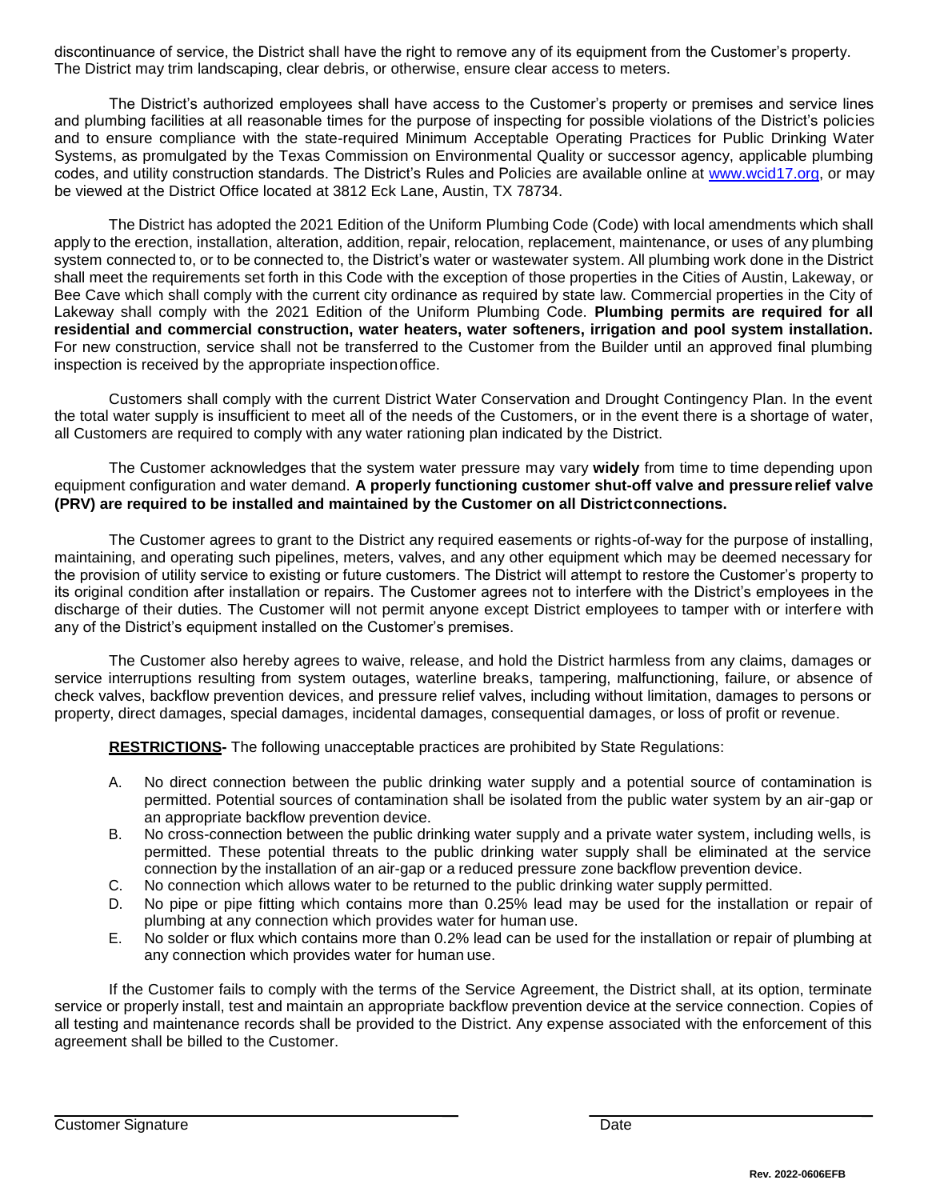discontinuance of service, the District shall have the right to remove any of its equipment from the Customer's property. The District may trim landscaping, clear debris, or otherwise, ensure clear access to meters.

The District's authorized employees shall have access to the Customer's property or premises and service lines and plumbing facilities at all reasonable times for the purpose of inspecting for possible violations of the District's policies and to ensure compliance with the state-required Minimum Acceptable Operating Practices for Public Drinking Water Systems, as promulgated by the Texas Commission on Environmental Quality or successor agency, applicable plumbing codes, and utility construction standards. The District's Rules and Policies are available online at www.wcid17.org, or may be viewed at the District Office located at 3812 Eck Lane, Austin, TX 78734.

The District has adopted the 2021 Edition of the Uniform Plumbing Code (Code) with local amendments which shall apply to the erection, installation, alteration, addition, repair, relocation, replacement, maintenance, or uses of any plumbing system connected to, or to be connected to, the District's water or wastewater system. All plumbing work done in the District shall meet the requirements set forth in this Code with the exception of those properties in the Cities of Austin, Lakeway, or Bee Cave which shall comply with the current city ordinance as required by state law. Commercial properties in the City of Lakeway shall comply with the 2021 Edition of the Uniform Plumbing Code. **Plumbing permits are required for all residential and commercial construction, water heaters, water softeners, irrigation and pool system installation.** For new construction, service shall not be transferred to the Customer from the Builder until an approved final plumbing inspection is received by the appropriate inspection office.

Customers shall comply with the current District Water Conservation and Drought Contingency Plan. In the event the total water supply is insufficient to meet all of the needs of the Customers, or in the event there is a shortage of water, all Customers are required to comply with any water rationing plan indicated by the District.

The Customer acknowledges that the system water pressure may vary **widely** from time to time depending upon equipment configuration and water demand. **A properly functioning customer shut-off valve and pressure relief valve (PRV) are required to be installed and maintained by the Customer on all District connections.**

The Customer agrees to grant to the District any required easements or rights-of-way for the purpose of installing, maintaining, and operating such pipelines, meters, valves, and any other equipment which may be deemed necessary for the provision of utility service to existing or future customers. The District will attempt to restore the Customer's property to its original condition after installation or repairs. The Customer agrees not to interfere with the District's employees in the discharge of their duties. The Customer will not permit anyone except District employees to tamper with or interfere with any of the District's equipment installed on the Customer's premises.

The Customer also hereby agrees to waive, release, and hold the District harmless from any claims, damages or service interruptions resulting from system outages, waterline breaks, tampering, malfunctioning, failure, or absence of check valves, backflow prevention devices, and pressure relief valves, including without limitation, damages to persons or property, direct damages, special damages, incidental damages, consequential damages, or loss of profit or revenue.

**RESTRICTIONS-** The following unacceptable practices are prohibited by State Regulations:

A. No direct connection between the public drinking water supply and a potential source of contamination is permitted. Potential sources of contamination shall be isolated from the public water system by an air-gap or an appropriate backflow prevention device.
B. No cross-connection between the public drinking water supply and a private water system, including wells, is permitted. These potential threats to the public drinking water supply shall be eliminated at the service connection by the installation of an air-gap or a reduced pressure zone backflow prevention device.
C. No connection which allows water to be returned to the public drinking water supply permitted.
D. No pipe or pipe fitting which contains more than 0.25% lead may be used for the installation or repair of plumbing at any connection which provides water for human use.
E. No solder or flux which contains more than 0.2% lead can be used for the installation or repair of plumbing at any connection which provides water for human use.

If the Customer fails to comply with the terms of the Service Agreement, the District shall, at its option, terminate service or properly install, test and maintain an appropriate backflow prevention device at the service connection. Copies of all testing and maintenance records shall be provided to the District. Any expense associated with the enforcement of this agreement shall be billed to the Customer.

Customer Signature ______________________ Date ______________________

Rev. 2022-0606EFB